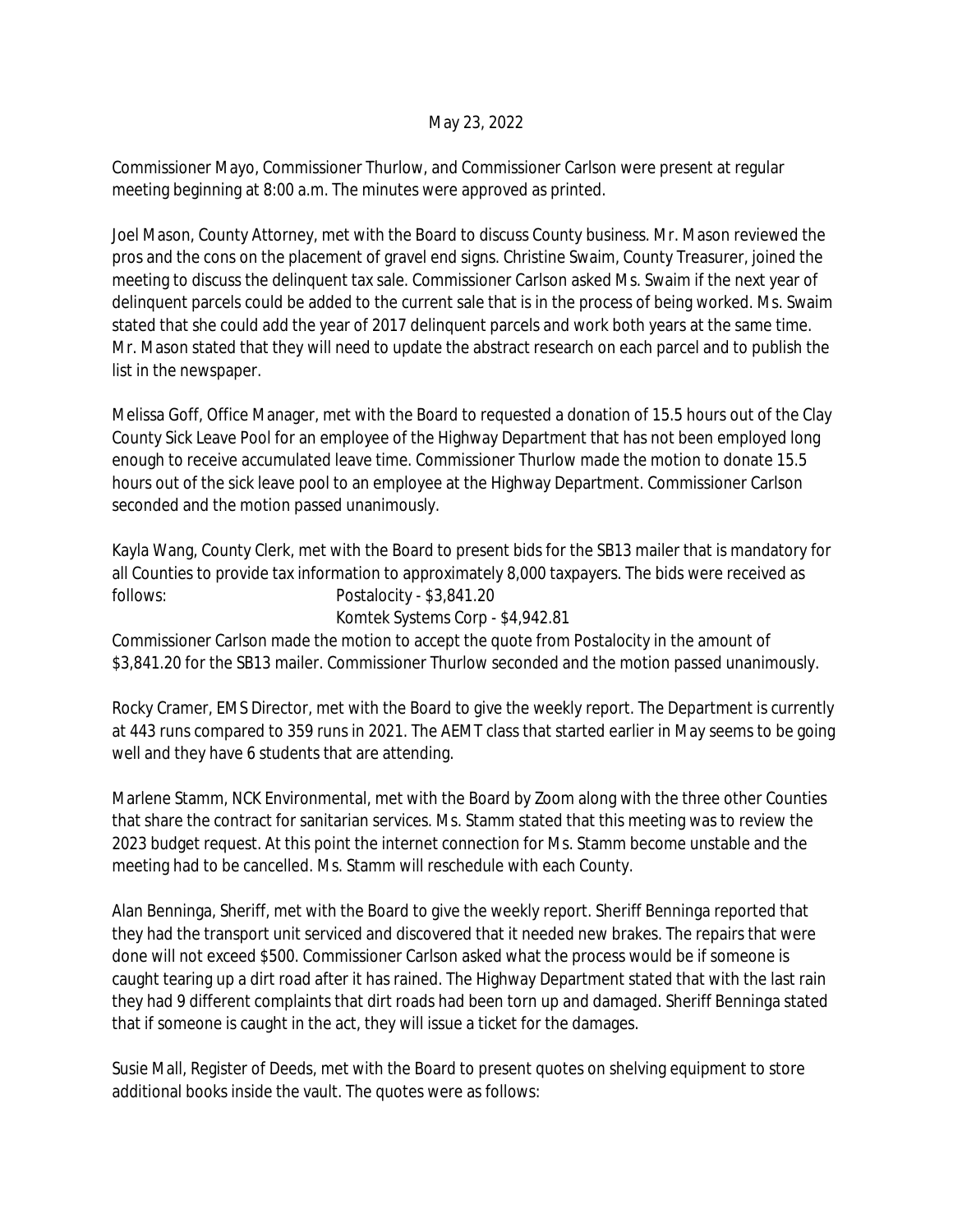May 23, 2022

Commissioner Mayo, Commissioner Thurlow, and Commissioner Carlson were present at regular meeting beginning at 8:00 a.m. The minutes were approved as printed.

Joel Mason, County Attorney, met with the Board to discuss County business. Mr. Mason reviewed the pros and the cons on the placement of gravel end signs. Christine Swaim, County Treasurer, joined the meeting to discuss the delinquent tax sale. Commissioner Carlson asked Ms. Swaim if the next year of delinquent parcels could be added to the current sale that is in the process of being worked. Ms. Swaim stated that she could add the year of 2017 delinquent parcels and work both years at the same time. Mr. Mason stated that they will need to update the abstract research on each parcel and to publish the list in the newspaper.

Melissa Goff, Office Manager, met with the Board to requested a donation of 15.5 hours out of the Clay County Sick Leave Pool for an employee of the Highway Department that has not been employed long enough to receive accumulated leave time. Commissioner Thurlow made the motion to donate 15.5 hours out of the sick leave pool to an employee at the Highway Department. Commissioner Carlson seconded and the motion passed unanimously.

Kayla Wang, County Clerk, met with the Board to present bids for the SB13 mailer that is mandatory for all Counties to provide tax information to approximately 8,000 taxpayers. The bids were received as follows:

Postalocity - $3,841.20
Komtek Systems Corp - $4,942.81

Commissioner Carlson made the motion to accept the quote from Postalocity in the amount of $3,841.20 for the SB13 mailer. Commissioner Thurlow seconded and the motion passed unanimously.

Rocky Cramer, EMS Director, met with the Board to give the weekly report. The Department is currently at 443 runs compared to 359 runs in 2021. The AEMT class that started earlier in May seems to be going well and they have 6 students that are attending.

Marlene Stamm, NCK Environmental, met with the Board by Zoom along with the three other Counties that share the contract for sanitarian services. Ms. Stamm stated that this meeting was to review the 2023 budget request. At this point the internet connection for Ms. Stamm become unstable and the meeting had to be cancelled. Ms. Stamm will reschedule with each County.

Alan Benninga, Sheriff, met with the Board to give the weekly report. Sheriff Benninga reported that they had the transport unit serviced and discovered that it needed new brakes. The repairs that were done will not exceed $500. Commissioner Carlson asked what the process would be if someone is caught tearing up a dirt road after it has rained. The Highway Department stated that with the last rain they had 9 different complaints that dirt roads had been torn up and damaged. Sheriff Benninga stated that if someone is caught in the act, they will issue a ticket for the damages.

Susie Mall, Register of Deeds, met with the Board to present quotes on shelving equipment to store additional books inside the vault. The quotes were as follows: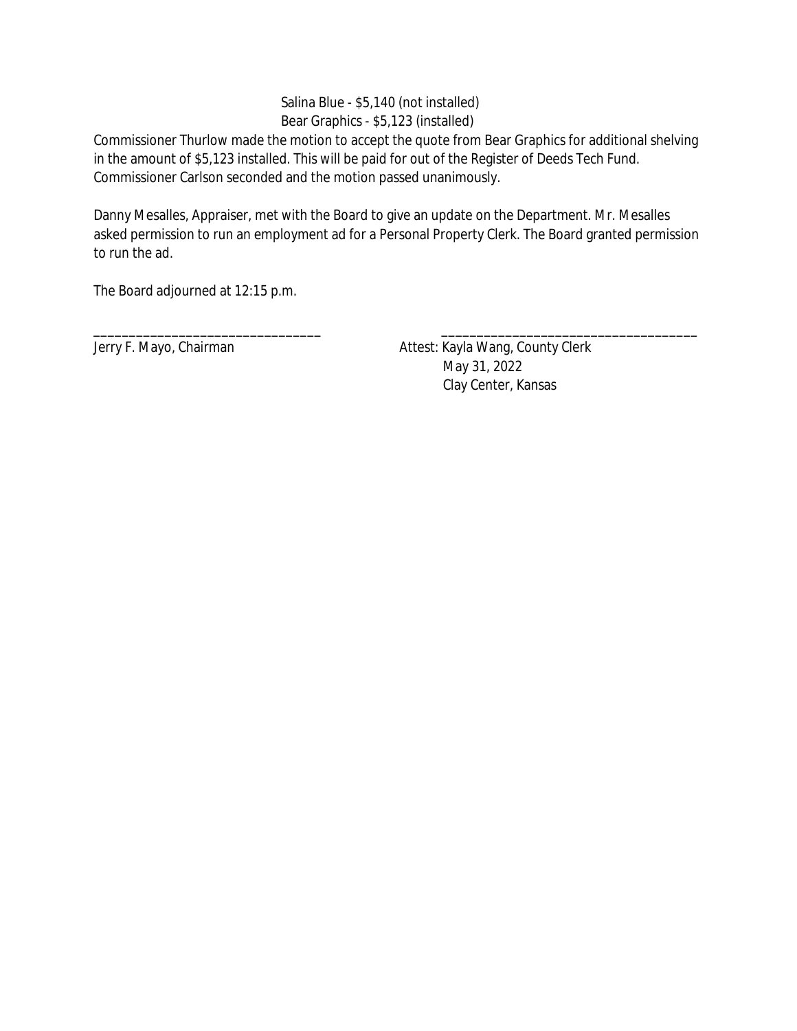Salina Blue - $5,140 (not installed)
Bear Graphics - $5,123 (installed)

Commissioner Thurlow made the motion to accept the quote from Bear Graphics for additional shelving in the amount of $5,123 installed. This will be paid for out of the Register of Deeds Tech Fund. Commissioner Carlson seconded and the motion passed unanimously.

Danny Mesalles, Appraiser, met with the Board to give an update on the Department. Mr. Mesalles asked permission to run an employment ad for a Personal Property Clerk. The Board granted permission to run the ad.

The Board adjourned at 12:15 p.m.

_________________________________ 
Jerry F. Mayo, Chairman

_____________________________________
Attest: Kayla Wang, County Clerk
May 31, 2022
Clay Center, Kansas